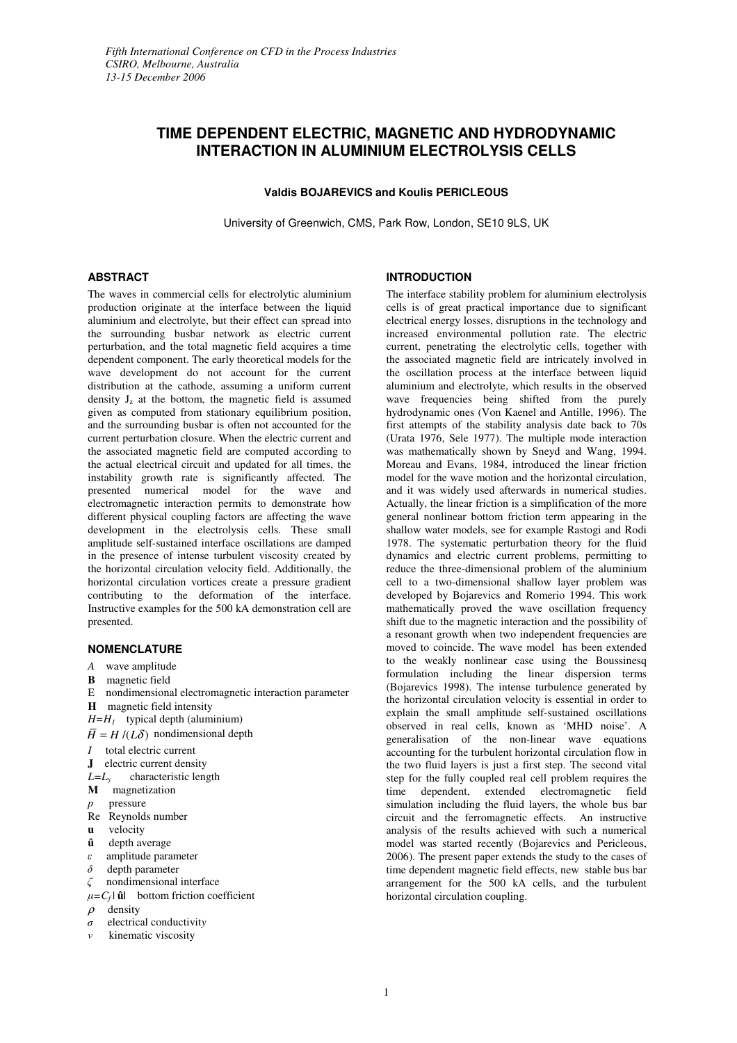*Fifth International Conference on CFD in the Process Industries*
*CSIRO, Melbourne, Australia*
*13-15 December 2006*

# TIME DEPENDENT ELECTRIC, MAGNETIC AND HYDRODYNAMIC INTERACTION IN ALUMINIUM ELECTROLYSIS CELLS

**Valdis BOJAREVICS and Koulis PERICLEOUS**

University of Greenwich, CMS, Park Row, London, SE10 9LS, UK

## ABSTRACT

The waves in commercial cells for electrolytic aluminium production originate at the interface between the liquid aluminium and electrolyte, but their effect can spread into the surrounding busbar network as electric current perturbation, and the total magnetic field acquires a time dependent component. The early theoretical models for the wave development do not account for the current distribution at the cathode, assuming a uniform current density $J_z$ at the bottom, the magnetic field is assumed given as computed from stationary equilibrium position, and the surrounding busbar is often not accounted for the current perturbation closure. When the electric current and the associated magnetic field are computed according to the actual electrical circuit and updated for all times, the instability growth rate is significantly affected. The presented numerical model for the wave and electromagnetic interaction permits to demonstrate how different physical coupling factors are affecting the wave development in the electrolysis cells. These small amplitude self-sustained interface oscillations are damped in the presence of intense turbulent viscosity created by the horizontal circulation velocity field. Additionally, the horizontal circulation vortices create a pressure gradient contributing to the deformation of the interface. Instructive examples for the 500 kA demonstration cell are presented.

## NOMENCLATURE

- $A$ wave amplitude
- $\mathbf{B}$ magnetic field
- E nondimensional electromagnetic interaction parameter
- $\mathbf{H}$ magnetic field intensity
- $H=H_1$ typical depth (aluminium)
- $\overline{H} = H/(L\delta)$ nondimensional depth
- $I$ total electric current
- $\mathbf{J}$ electric current density
- $L=L_y$ characteristic length
- $\mathbf{M}$ magnetization
- $p$ pressure
- Re Reynolds number
- $\mathbf{u}$ velocity
- $\hat{\mathbf{u}}$ depth average
- $\varepsilon$ amplitude parameter
- $\delta$ depth parameter
- $\zeta$ nondimensional interface
- $\mu=C_f|\hat{\mathbf{u}}|$ bottom friction coefficient
- $\rho$ density
- $\sigma$ electrical conductivity
- $\nu$ kinematic viscosity

## INTRODUCTION

The interface stability problem for aluminium electrolysis cells is of great practical importance due to significant electrical energy losses, disruptions in the technology and increased environmental pollution rate. The electric current, penetrating the electrolytic cells, together with the associated magnetic field are intricately involved in the oscillation process at the interface between liquid aluminium and electrolyte, which results in the observed wave frequencies being shifted from the purely hydrodynamic ones (Von Kaenel and Antille, 1996). The first attempts of the stability analysis date back to 70s (Urata 1976, Sele 1977). The multiple mode interaction was mathematically shown by Sneyd and Wang, 1994. Moreau and Evans, 1984, introduced the linear friction model for the wave motion and the horizontal circulation, and it was widely used afterwards in numerical studies. Actually, the linear friction is a simplification of the more general nonlinear bottom friction term appearing in the shallow water models, see for example Rastogi and Rodi 1978. The systematic perturbation theory for the fluid dynamics and electric current problems, permitting to reduce the three-dimensional problem of the aluminium cell to a two-dimensional shallow layer problem was developed by Bojarevics and Romerio 1994. This work mathematically proved the wave oscillation frequency shift due to the magnetic interaction and the possibility of a resonant growth when two independent frequencies are moved to coincide. The wave model has been extended to the weakly nonlinear case using the Boussinesq formulation including the linear dispersion terms (Bojarevics 1998). The intense turbulence generated by the horizontal circulation velocity is essential in order to explain the small amplitude self-sustained oscillations observed in real cells, known as 'MHD noise'. A generalisation of the non-linear wave equations accounting for the turbulent horizontal circulation flow in the two fluid layers is just a first step. The second vital step for the fully coupled real cell problem requires the time dependent, extended electromagnetic field simulation including the fluid layers, the whole bus bar circuit and the ferromagnetic effects. An instructive analysis of the results achieved with such a numerical model was started recently (Bojarevics and Pericleous, 2006). The present paper extends the study to the cases of time dependent magnetic field effects, new stable bus bar arrangement for the 500 kA cells, and the turbulent horizontal circulation coupling.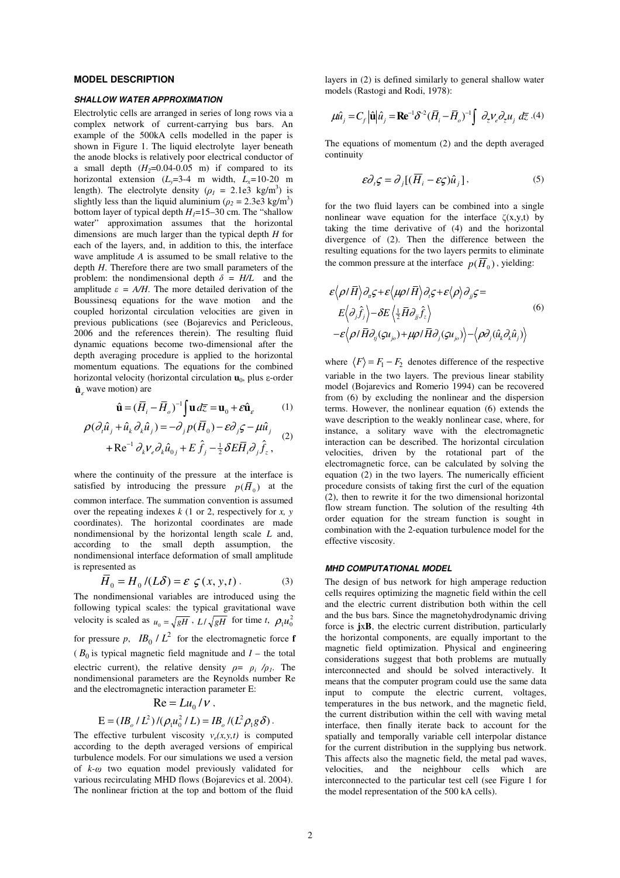## MODEL DESCRIPTION

### SHALLOW WATER APPROXIMATION

Electrolytic cells are arranged in series of long rows via a complex network of current-carrying bus bars. An example of the 500kA cells modelled in the paper is shown in Figure 1. The liquid electrolyte layer beneath the anode blocks is relatively poor electrical conductor of a small depth ($H_2$=0.04-0.05 m) if compared to its horizontal extension ($L_y$=3-4 m width, $L_x$=10-20 m length). The electrolyte density ($\rho_1$ = 2.1e3 kg/m$^3$) is slightly less than the liquid aluminium ($\rho_2$ = 2.3e3 kg/m$^3$) bottom layer of typical depth $H_1$=15–30 cm. The "shallow water" approximation assumes that the horizontal dimensions are much larger than the typical depth $H$ for each of the layers, and, in addition to this, the interface wave amplitude $A$ is assumed to be small relative to the depth $H$. Therefore there are two small parameters of the problem: the nondimensional depth $\delta = H/L$ and the amplitude $\varepsilon = A/H$. The more detailed derivation of the Boussinesq equations for the wave motion and the coupled horizontal circulation velocities are given in previous publications (see (Bojarevics and Pericleous, 2006 and the references therein). The resulting fluid dynamic equations become two-dimensional after the depth averaging procedure is applied to the horizontal momentum equations. The equations for the combined horizontal velocity (horizontal circulation $\mathbf{u}_0$, plus ε-order $\hat{\mathbf{u}}_\varepsilon$ wave motion) are

$$\hat{\mathbf{u}} = (\bar{H}_i - \bar{H}_o)^{-1}\int \mathbf{u}\, d\bar{z} = \mathbf{u}_0 + \varepsilon\hat{\mathbf{u}}_\varepsilon \qquad (1)$$

$$\rho(\partial_t \hat{u}_j + \hat{u}_k \partial_k \hat{u}_j) = -\partial_j p(\bar{H}_0) - \varepsilon\partial_j \varsigma - \mu\hat{u}_j + \mathrm{Re}^{-1}\partial_k \nu_e \partial_k \hat{u}_{0j} + E\hat{f}_j - \tfrac{1}{2}\delta E \bar{H}_i \partial_j \hat{f}_z , \qquad (2)$$

where the continuity of the pressure at the interface is satisfied by introducing the pressure $p(\bar{H}_0)$ at the common interface. The summation convention is assumed over the repeating indexes $k$ (1 or 2, respectively for $x$, $y$ coordinates). The horizontal coordinates are made nondimensional by the horizontal length scale $L$ and, according to the small depth assumption, the nondimensional interface deformation of small amplitude is represented as

$$\bar{H}_0 = H_0/(L\delta) = \varepsilon\, \varsigma(x,y,t)\,. \qquad (3)$$

The nondimensional variables are introduced using the following typical scales: the typical gravitational wave velocity is scaled as $u_0 = \sqrt{gH}$, $L/\sqrt{gH}$ for time $t$, $\rho_1 u_0^2$ for pressure $p$, $IB_0/L^2$ for the electromagnetic force $\mathbf{f}$ ($B_0$ is typical magnetic field magnitude and $I$ – the total electric current), the relative density $\rho = \rho_i/\rho_1$. The nondimensional parameters are the Reynolds number Re and the electromagnetic interaction parameter E:

$$\mathrm{Re} = Lu_0/\nu\,,$$

$$\mathrm{E} = (IB_o/L^2)/(\rho_1 u_0^2/L) = IB_o/(L^2 \rho_1 g\delta)\,.$$

The effective turbulent viscosity $\nu_e(x,y,t)$ is computed according to the depth averaged versions of empirical turbulence models. For our simulations we used a version of $k$-$\omega$ two equation model previously validated for various recirculating MHD flows (Bojarevics et al. 2004). The nonlinear friction at the top and bottom of the fluid layers in (2) is defined similarly to general shallow water models (Rastogi and Rodi, 1978):

$$\mu\hat{u}_j = C_f |\hat{\mathbf{u}}|\hat{u}_j = \mathbf{Re}^{-1}\delta^{-2}(\bar{H}_i - \bar{H}_o)^{-1}\int \partial_z \nu_e \partial_z u_j \, d\bar{z}\,. \qquad (4)$$

The equations of momentum (2) and the depth averaged continuity

$$\varepsilon\partial_t \varsigma = \partial_j[(\bar{H}_i - \varepsilon\varsigma)\hat{u}_j]\,, \qquad (5)$$

for the two fluid layers can be combined into a single nonlinear wave equation for the interface $\zeta(x,y,t)$ by taking the time derivative of (4) and the horizontal divergence of (2). Then the difference between the resulting equations for the two layers permits to eliminate the common pressure at the interface $p(\bar{H}_0)$, yielding:

$$\begin{aligned}
&\varepsilon\langle \rho/\bar{H}\rangle \partial_{tt}\varsigma + \varepsilon\langle \mu\rho/\bar{H}\rangle \partial_t \varsigma + \varepsilon\langle \rho\rangle \partial_{jj}\varsigma = \\
&E\langle \partial_j \hat{f}_j\rangle - \delta E\langle \tfrac{1}{2}\bar{H}\partial_{jj}\hat{f}_z\rangle \\
&-\varepsilon\langle \rho/\bar{H}\partial_{tj}(\varsigma u_{jo}) + \mu\rho/\bar{H}\partial_j(\varsigma u_{jo})\rangle - \langle \rho\partial_j(\hat{u}_k \partial_k \hat{u}_j)\rangle
\end{aligned} \qquad (6)$$

where $\langle F\rangle = F_1 - F_2$ denotes difference of the respective variable in the two layers. The previous linear stability model (Bojarevics and Romerio 1994) can be recovered from (6) by excluding the nonlinear and the dispersion terms. However, the nonlinear equation (6) extends the wave description to the weakly nonlinear case, where, for instance, a solitary wave with the electromagnetic interaction can be described. The horizontal circulation velocities, driven by the rotational part of the electromagnetic force, can be calculated by solving the equation (2) in the two layers. The numerically efficient procedure consists of taking first the curl of the equation (2), then to rewrite it for the two dimensional horizontal flow stream function. The solution of the resulting 4th order equation for the stream function is sought in combination with the 2-equation turbulence model for the effective viscosity.

### MHD COMPUTATIONAL MODEL

The design of bus network for high amperage reduction cells requires optimizing the magnetic field within the cell and the electric current distribution both within the cell and the bus bars. Since the magnetohydrodynamic driving force is $\mathbf{j}$x$\mathbf{B}$, the electric current distribution, particularly the horizontal components, are equally important to the magnetic field optimization. Physical and engineering considerations suggest that both problems are mutually interconnected and should be solved interactively. It means that the computer program could use the same data input to compute the electric current, voltages, temperatures in the bus network, and the magnetic field, the current distribution within the cell with waving metal interface, then finally iterate back to account for the spatially and temporally variable cell interpolar distance for the current distribution in the supplying bus network. This affects also the magnetic field, the metal pad waves, velocities, and the neighbour cells which are interconnected to the particular test cell (see Figure 1 for the model representation of the 500 kA cells).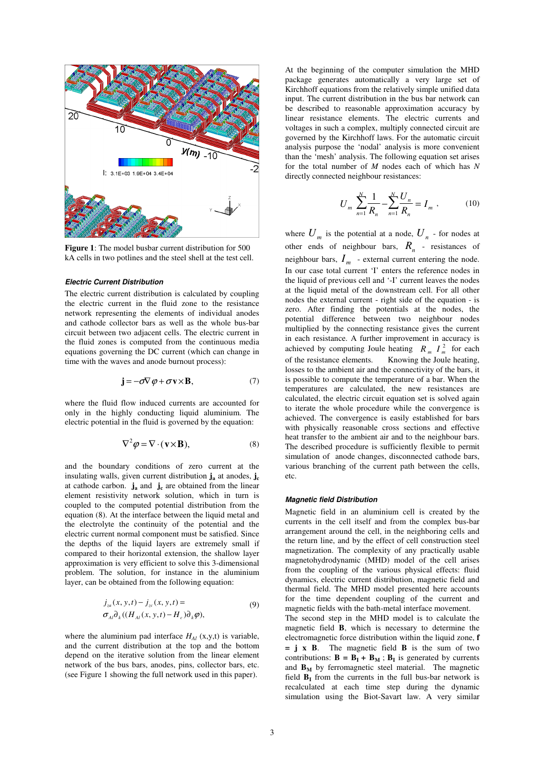**Figure 1**: The model busbar current distribution for 500 kA cells in two potlines and the steel shell at the test cell.

#### *Electric Current Distribution*

The electric current distribution is calculated by coupling the electric current in the fluid zone to the resistance network representing the elements of individual anodes and cathode collector bars as well as the whole bus-bar circuit between two adjacent cells. The electric current in the fluid zones is computed from the continuous media equations governing the DC current (which can change in time with the waves and anode burnout process):

$$\mathbf{j} = -\sigma\nabla\varphi + \sigma\mathbf{v}\times\mathbf{B}, \tag{7}$$

where the fluid flow induced currents are accounted for only in the highly conducting liquid aluminium. The electric potential in the fluid is governed by the equation:

$$\nabla^2\varphi = \nabla\cdot(\mathbf{v}\times\mathbf{B}), \tag{8}$$

and the boundary conditions of zero current at the insulating walls, given current distribution $\mathbf{j_a}$ at anodes, $\mathbf{j_c}$ at cathode carbon. $\mathbf{j_a}$ and $\mathbf{j_c}$ are obtained from the linear element resistivity network solution, which in turn is coupled to the computed potential distribution from the equation (8). At the interface between the liquid metal and the electrolyte the continuity of the potential and the electric current normal component must be satisfied. Since the depths of the liquid layers are extremely small if compared to their horizontal extension, the shallow layer approximation is very efficient to solve this 3-dimensional problem. The solution, for instance in the aluminium layer, can be obtained from the following equation:

$$\begin{aligned} &j_{za}(x,y,t) - j_{zc}(x,y,t) = \\ &\sigma_{Al}\partial_k((H_{Al}(x,y,t) - H_c)\partial_k\varphi), \end{aligned} \tag{9}$$

where the aluminium pad interface $H_{Al}$ (x,y,t) is variable, and the current distribution at the top and the bottom depend on the iterative solution from the linear element network of the bus bars, anodes, pins, collector bars, etc. (see Figure 1 showing the full network used in this paper).

At the beginning of the computer simulation the MHD package generates automatically a very large set of Kirchhoff equations from the relatively simple unified data input. The current distribution in the bus bar network can be described to reasonable approximation accuracy by linear resistance elements. The electric currents and voltages in such a complex, multiply connected circuit are governed by the Kirchhoff laws. For the automatic circuit analysis purpose the 'nodal' analysis is more convenient than the 'mesh' analysis. The following equation set arises for the total number of *M* nodes each of which has *N* directly connected neighbour resistances:

$$U_m \sum_{n=1}^{N} \frac{1}{R_n} - \sum_{n=1}^{N} \frac{U_n}{R_n} = I_m , \tag{10}$$

where $U_m$ is the potential at a node, $U_n$ - for nodes at other ends of neighbour bars, $R_n$ - resistances of neighbour bars, $I_m$ - external current entering the node. In our case total current 'I' enters the reference nodes in the liquid of previous cell and '-I' current leaves the nodes at the liquid metal of the downstream cell. For all other nodes the external current - right side of the equation - is zero. After finding the potentials at the nodes, the potential difference between two neighbour nodes multiplied by the connecting resistance gives the current in each resistance. A further improvement in accuracy is achieved by computing Joule heating $R_m\, I_m^2$ for each of the resistance elements. Knowing the Joule heating, losses to the ambient air and the connectivity of the bars, it is possible to compute the temperature of a bar. When the temperatures are calculated, the new resistances are calculated, the electric circuit equation set is solved again to iterate the whole procedure while the convergence is achieved. The convergence is easily established for bars with physically reasonable cross sections and effective heat transfer to the ambient air and to the neighbour bars. The described procedure is sufficiently flexible to permit simulation of anode changes, disconnected cathode bars, various branching of the current path between the cells, etc.

#### *Magnetic field Distribution*

Magnetic field in an aluminium cell is created by the currents in the cell itself and from the complex bus-bar arrangement around the cell, in the neighboring cells and the return line, and by the effect of cell construction steel magnetization. The complexity of any practically usable magnetohydrodynamic (MHD) model of the cell arises from the coupling of the various physical effects: fluid dynamics, electric current distribution, magnetic field and thermal field. The MHD model presented here accounts for the time dependent coupling of the current and magnetic fields with the bath-metal interface movement.

The second step in the MHD model is to calculate the magnetic field **B**, which is necessary to determine the electromagnetic force distribution within the liquid zone, **f = j x B**. The magnetic field **B** is the sum of two contributions: $\mathbf{B} = \mathbf{B_I} + \mathbf{B_M}$ ; $\mathbf{B_I}$ is generated by currents and $\mathbf{B_M}$ by ferromagnetic steel material. The magnetic field $\mathbf{B_I}$ from the currents in the full bus-bar network is recalculated at each time step during the dynamic simulation using the Biot-Savart law. A very similar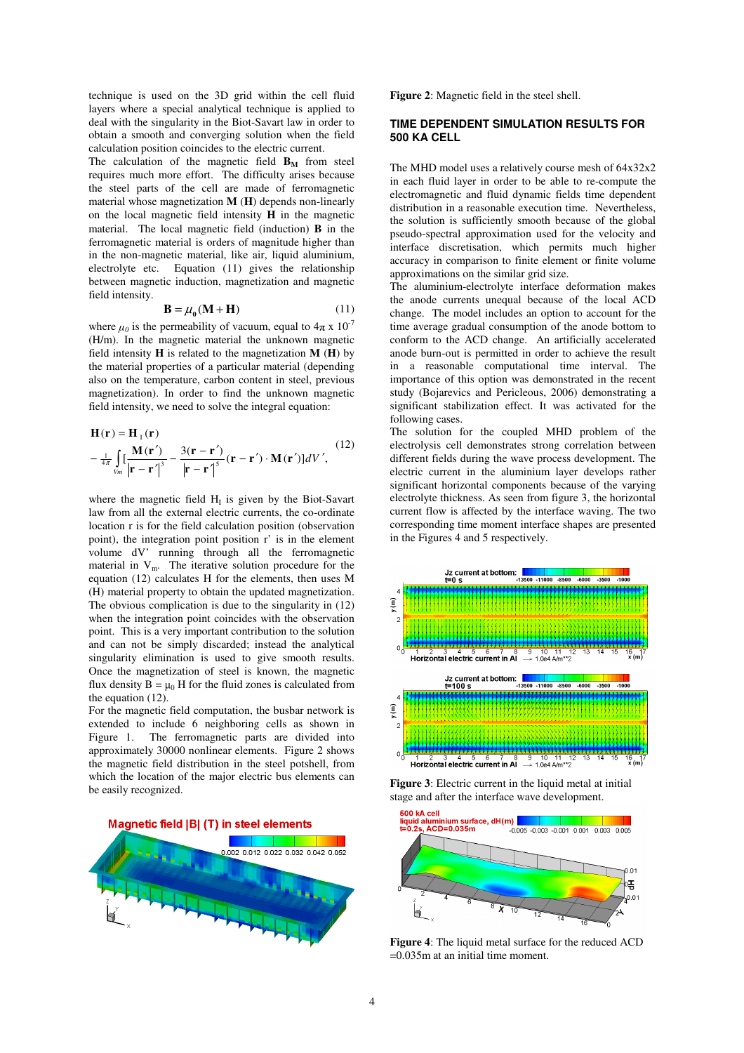technique is used on the 3D grid within the cell fluid layers where a special analytical technique is applied to deal with the singularity in the Biot-Savart law in order to obtain a smooth and converging solution when the field calculation position coincides to the electric current.

The calculation of the magnetic field $\mathbf{B}_M$ from steel requires much more effort. The difficulty arises because the steel parts of the cell are made of ferromagnetic material whose magnetization $\mathbf{M}$ ($\mathbf{H}$) depends non-linearly on the local magnetic field intensity $\mathbf{H}$ in the magnetic material. The local magnetic field (induction) $\mathbf{B}$ in the ferromagnetic material is orders of magnitude higher than in the non-magnetic material, like air, liquid aluminium, electrolyte etc. Equation (11) gives the relationship between magnetic induction, magnetization and magnetic field intensity.

$$\mathbf{B} = \mu_0(\mathbf{M} + \mathbf{H}) \tag{11}$$

where $\mu_0$ is the permeability of vacuum, equal to $4\pi \times 10^{-7}$ (H/m). In the magnetic material the unknown magnetic field intensity $\mathbf{H}$ is related to the magnetization $\mathbf{M}$ ($\mathbf{H}$) by the material properties of a particular material (depending also on the temperature, carbon content in steel, previous magnetization). In order to find the unknown magnetic field intensity, we need to solve the integral equation:

$$\mathbf{H}(\mathbf{r}) = \mathbf{H}_I(\mathbf{r}) - \frac{1}{4\pi}\int_{V_m}\left[\frac{\mathbf{M}(\mathbf{r}')}{|\mathbf{r}-\mathbf{r}'|^3} - \frac{3(\mathbf{r}-\mathbf{r}')}{|\mathbf{r}-\mathbf{r}'|^5}(\mathbf{r}-\mathbf{r}')\cdot\mathbf{M}(\mathbf{r}')\right]dV', \tag{12}$$

where the magnetic field $H_I$ is given by the Biot-Savart law from all the external electric currents, the co-ordinate location r is for the field calculation position (observation point), the integration point position r' is in the element volume dV' running through all the ferromagnetic material in $V_m$. The iterative solution procedure for the equation (12) calculates H for the elements, then uses M (H) material property to obtain the updated magnetization. The obvious complication is due to the singularity in (12) when the integration point coincides with the observation point. This is a very important contribution to the solution and can not be simply discarded; instead the analytical singularity elimination is used to give smooth results. Once the magnetization of steel is known, the magnetic flux density $B = \mu_0 H$ for the fluid zones is calculated from the equation (12).

For the magnetic field computation, the busbar network is extended to include 6 neighboring cells as shown in Figure 1. The ferromagnetic parts are divided into approximately 30000 nonlinear elements. Figure 2 shows the magnetic field distribution in the steel potshell, from which the location of the major electric bus elements can be easily recognized.

**Figure 2**: Magnetic field in the steel shell.

## TIME DEPENDENT SIMULATION RESULTS FOR 500 KA CELL

The MHD model uses a relatively course mesh of 64x32x2 in each fluid layer in order to be able to re-compute the electromagnetic and fluid dynamic fields time dependent distribution in a reasonable execution time. Nevertheless, the solution is sufficiently smooth because of the global pseudo-spectral approximation used for the velocity and interface discretisation, which permits much higher accuracy in comparison to finite element or finite volume approximations on the similar grid size.

The aluminium-electrolyte interface deformation makes the anode currents unequal because of the local ACD change. The model includes an option to account for the time average gradual consumption of the anode bottom to conform to the ACD change. An artificially accelerated anode burn-out is permitted in order to achieve the result in a reasonable computational time interval. The importance of this option was demonstrated in the recent study (Bojarevics and Pericleous, 2006) demonstrating a significant stabilization effect. It was activated for the following cases.

The solution for the coupled MHD problem of the electrolysis cell demonstrates strong correlation between different fields during the wave process development. The electric current in the aluminium layer develops rather significant horizontal components because of the varying electrolyte thickness. As seen from figure 3, the horizontal current flow is affected by the interface waving. The two corresponding time moment interface shapes are presented in the Figures 4 and 5 respectively.

**Figure 3**: Electric current in the liquid metal at initial stage and after the interface wave development.

**Figure 4**: The liquid metal surface for the reduced ACD =0.035m at an initial time moment.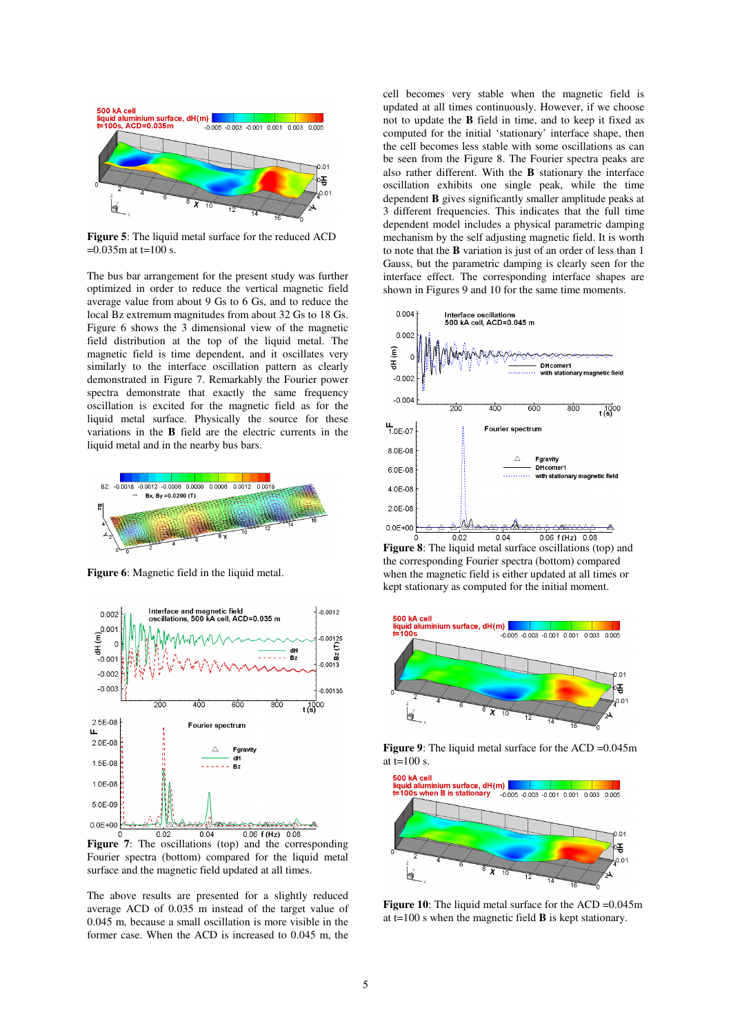**Figure 5**: The liquid metal surface for the reduced ACD =0.035m at t=100 s.

The bus bar arrangement for the present study was further optimized in order to reduce the vertical magnetic field average value from about 9 Gs to 6 Gs, and to reduce the local Bz extremum magnitudes from about 32 Gs to 18 Gs. Figure 6 shows the 3 dimensional view of the magnetic field distribution at the top of the liquid metal. The magnetic field is time dependent, and it oscillates very similarly to the interface oscillation pattern as clearly demonstrated in Figure 7. Remarkably the Fourier power spectra demonstrate that exactly the same frequency oscillation is excited for the magnetic field as for the liquid metal surface. Physically the source for these variations in the **B** field are the electric currents in the liquid metal and in the nearby bus bars.

**Figure 6**: Magnetic field in the liquid metal.

**Figure 7**: The oscillations (top) and the corresponding Fourier spectra (bottom) compared for the liquid metal surface and the magnetic field updated at all times.

The above results are presented for a slightly reduced average ACD of 0.035 m instead of the target value of 0.045 m, because a small oscillation is more visible in the former case. When the ACD is increased to 0.045 m, the cell becomes very stable when the magnetic field is updated at all times continuously. However, if we choose not to update the **B** field in time, and to keep it fixed as computed for the initial 'stationary' interface shape, then the cell becomes less stable with some oscillations as can be seen from the Figure 8. The Fourier spectra peaks are also rather different. With the **B** stationary the interface oscillation exhibits one single peak, while the time dependent **B** gives significantly smaller amplitude peaks at 3 different frequencies. This indicates that the full time dependent model includes a physical parametric damping mechanism by the self adjusting magnetic field. It is worth to note that the **B** variation is just of an order of less than 1 Gauss, but the parametric damping is clearly seen for the interface effect. The corresponding interface shapes are shown in Figures 9 and 10 for the same time moments.

**Figure 8**: The liquid metal surface oscillations (top) and the corresponding Fourier spectra (bottom) compared when the magnetic field is either updated at all times or kept stationary as computed for the initial moment.

**Figure 9**: The liquid metal surface for the ACD =0.045m at t=100 s.

**Figure 10**: The liquid metal surface for the ACD =0.045m at t=100 s when the magnetic field **B** is kept stationary.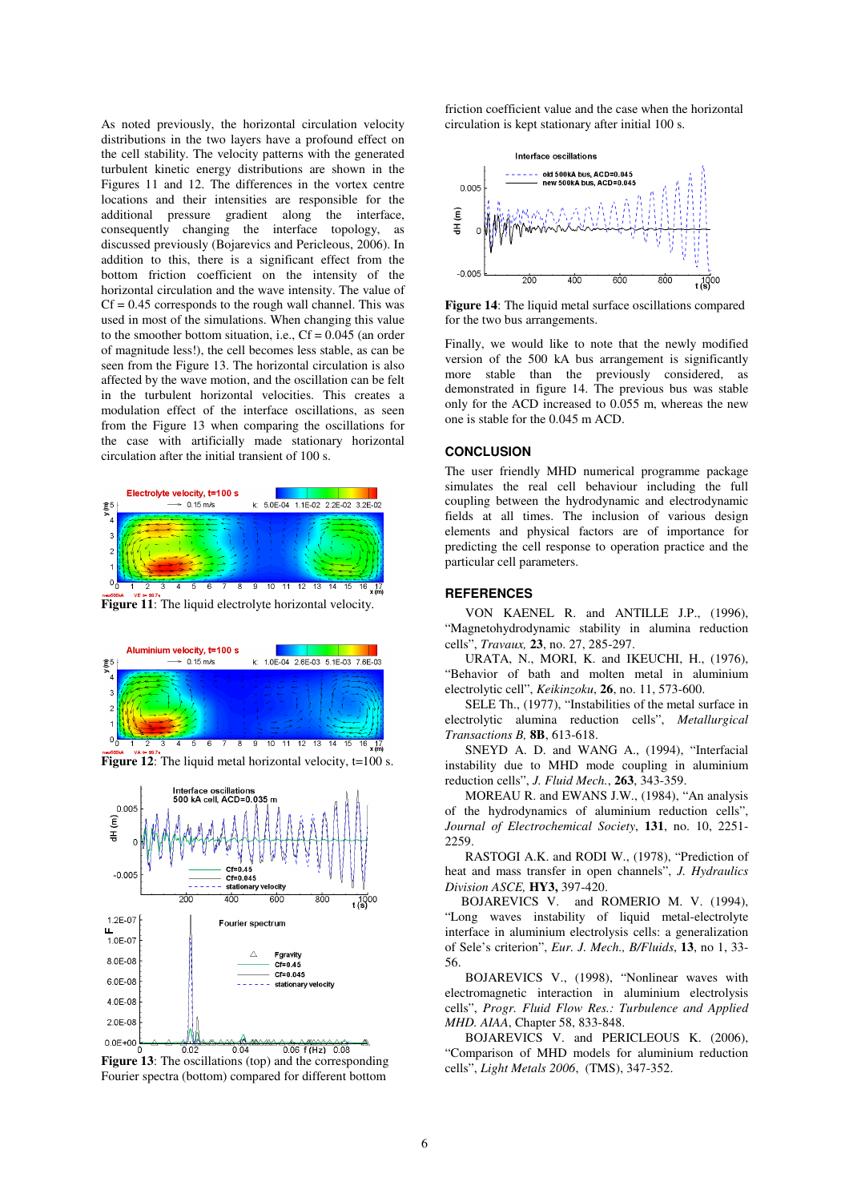As noted previously, the horizontal circulation velocity distributions in the two layers have a profound effect on the cell stability. The velocity patterns with the generated turbulent kinetic energy distributions are shown in the Figures 11 and 12. The differences in the vortex centre locations and their intensities are responsible for the additional pressure gradient along the interface, consequently changing the interface topology, as discussed previously (Bojarevics and Pericleous, 2006). In addition to this, there is a significant effect from the bottom friction coefficient on the intensity of the horizontal circulation and the wave intensity. The value of Cf = 0.45 corresponds to the rough wall channel. This was used in most of the simulations. When changing this value to the smoother bottom situation, i.e., Cf = 0.045 (an order of magnitude less!), the cell becomes less stable, as can be seen from the Figure 13. The horizontal circulation is also affected by the wave motion, and the oscillation can be felt in the turbulent horizontal velocities. This creates a modulation effect of the interface oscillations, as seen from the Figure 13 when comparing the oscillations for the case with artificially made stationary horizontal circulation after the initial transient of 100 s.

Electrolyte velocity, t=100 s
0.15 m/s
k: 5.0E-04 1.1E-02 2.2E-02 3.2E-02
y (m)
x (m)

**Figure 11**: The liquid electrolyte horizontal velocity.

Aluminium velocity, t=100 s
0.15 m/s
k: 1.0E-04 2.6E-03 5.1E-03 7.6E-03
y (m)
x (m)

**Figure 12**: The liquid metal horizontal velocity, t=100 s.

Interface oscillations
500 kA cell, ACD=0.035 m
dH (m)
t (s)
Cf=0.45
Cf=0.045
stationary velocity

Fourier spectrum
F
f (Hz)
Fgravity
Cf=0.45
Cf=0.045
stationary velocity

**Figure 13**: The oscillations (top) and the corresponding Fourier spectra (bottom) compared for different bottom friction coefficient value and the case when the horizontal circulation is kept stationary after initial 100 s.

Interface oscillations
old 500kA bus, ACD=0.045
new 500kA bus, ACD=0.045
dH (m)
t (s)

**Figure 14**: The liquid metal surface oscillations compared for the two bus arrangements.

Finally, we would like to note that the newly modified version of the 500 kA bus arrangement is significantly more stable than the previously considered, as demonstrated in figure 14. The previous bus was stable only for the ACD increased to 0.055 m, whereas the new one is stable for the 0.045 m ACD.

## CONCLUSION

The user friendly MHD numerical programme package simulates the real cell behaviour including the full coupling between the hydrodynamic and electrodynamic fields at all times. The inclusion of various design elements and physical factors are of importance for predicting the cell response to operation practice and the particular cell parameters.

## REFERENCES

VON KAENEL R. and ANTILLE J.P., (1996), "Magnetohydrodynamic stability in alumina reduction cells", *Travaux*, **23**, no. 27, 285-297.

URATA, N., MORI, K. and IKEUCHI, H., (1976), "Behavior of bath and molten metal in aluminium electrolytic cell", *Keikinzoku*, **26**, no. 11, 573-600.

SELE Th., (1977), "Instabilities of the metal surface in electrolytic alumina reduction cells", *Metallurgical Transactions B*, **8B**, 613-618.

SNEYD A. D. and WANG A., (1994), "Interfacial instability due to MHD mode coupling in aluminium reduction cells", *J. Fluid Mech.*, **263**, 343-359.

MOREAU R. and EWANS J.W., (1984), "An analysis of the hydrodynamics of aluminium reduction cells", *Journal of Electrochemical Society*, **131**, no. 10, 2251-2259.

RASTOGI A.K. and RODI W., (1978), "Prediction of heat and mass transfer in open channels", *J. Hydraulics Division ASCE*, **HY3,** 397-420.

BOJAREVICS V. and ROMERIO M. V. (1994), "Long waves instability of liquid metal-electrolyte interface in aluminium electrolysis cells: a generalization of Sele's criterion", *Eur. J. Mech., B/Fluids*, **13**, no 1, 33-56.

BOJAREVICS V., (1998), "Nonlinear waves with electromagnetic interaction in aluminium electrolysis cells", *Progr. Fluid Flow Res.: Turbulence and Applied MHD. AIAA*, Chapter 58, 833-848.

BOJAREVICS V. and PERICLEOUS K. (2006), "Comparison of MHD models for aluminium reduction cells", *Light Metals 2006*, (TMS), 347-352.